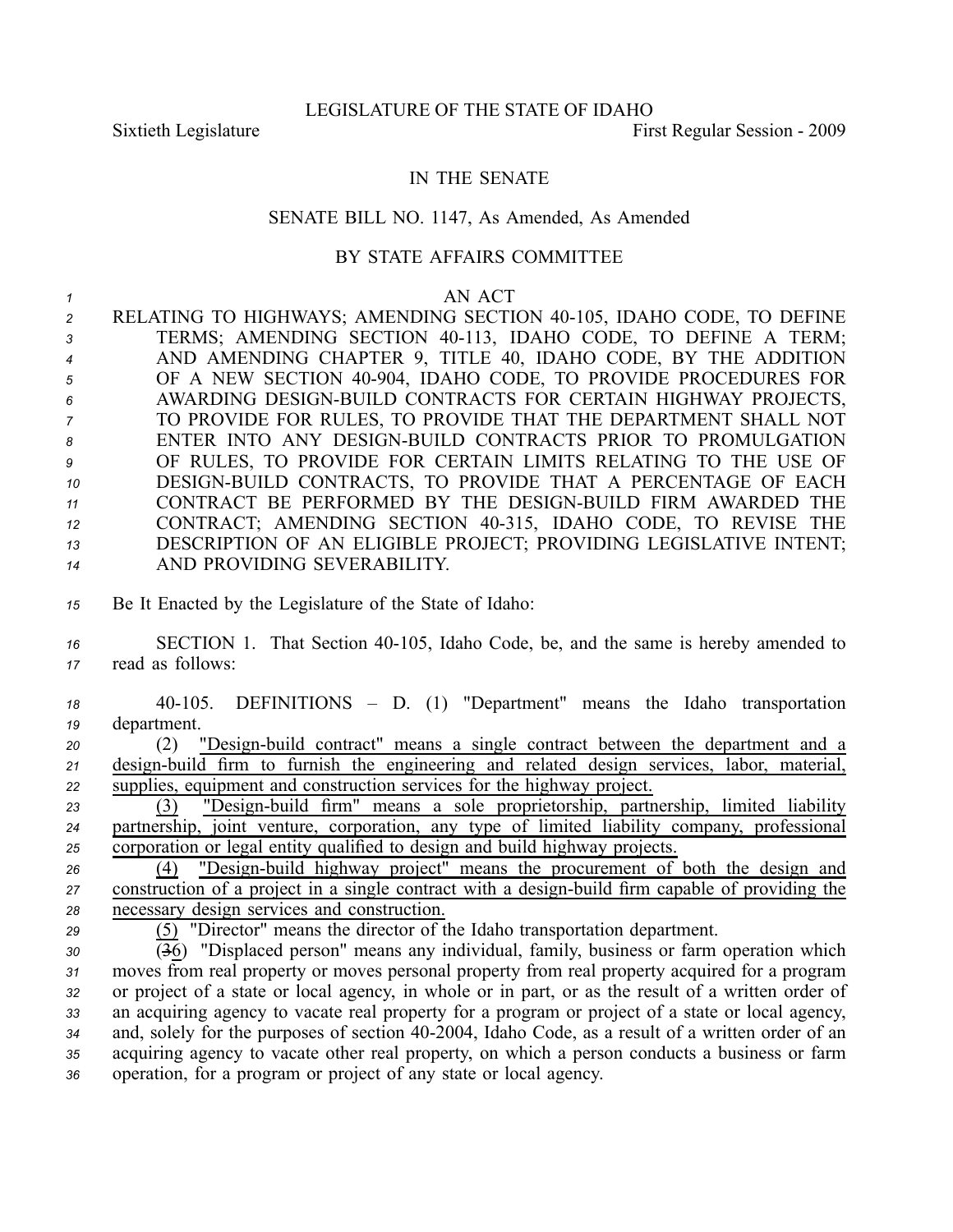LEGISLATURE OF THE STATE OF IDAHO

Sixtieth Legislature First Regular Session - 2009

IN THE SENATE

SENATE BILL NO. 1147, As Amended, As Amended

BY STATE AFFAIRS COMMITTEE

AN ACT

RELATING TO HIGHWAYS; AMENDING SECTION 40-105, IDAHO CODE, TO DEFINE TERMS; AMENDING SECTION 40-113, IDAHO CODE, TO DEFINE A TERM; AND AMENDING CHAPTER 9, TITLE 40, IDAHO CODE, BY THE ADDITION OF A NEW SECTION 40-904, IDAHO CODE, TO PROVIDE PROCEDURES FOR AWARDING DESIGN-BUILD CONTRACTS FOR CERTAIN HIGHWAY PROJECTS, TO PROVIDE FOR RULES, TO PROVIDE THAT THE DEPARTMENT SHALL NOT ENTER INTO ANY DESIGN-BUILD CONTRACTS PRIOR TO PROMULGATION OF RULES, TO PROVIDE FOR CERTAIN LIMITS RELATING TO THE USE OF DESIGN-BUILD CONTRACTS, TO PROVIDE THAT A PERCENTAGE OF EACH CONTRACT BE PERFORMED BY THE DESIGN-BUILD FIRM AWARDED THE CONTRACT; AMENDING SECTION 40-315, IDAHO CODE, TO REVISE THE DESCRIPTION OF AN ELIGIBLE PROJECT; PROVIDING LEGISLATIVE INTENT; AND PROVIDING SEVERABILITY.

Be It Enacted by the Legislature of the State of Idaho:

SECTION 1. That Section 40-105, Idaho Code, be, and the same is hereby amended to read as follows:

40-105. DEFINITIONS – D. (1) "Department" means the Idaho transportation department.

(2) "Design-build contract" means a single contract between the department and a design-build firm to furnish the engineering and related design services, labor, material, supplies, equipment and construction services for the highway project.

(3) "Design-build firm" means a sole proprietorship, partnership, limited liability partnership, joint venture, corporation, any type of limited liability company, professional corporation or legal entity qualified to design and build highway projects.

(4) "Design-build highway project" means the procurement of both the design and construction of a project in a single contract with a design-build firm capable of providing the necessary design services and construction.

(5) "Director" means the director of the Idaho transportation department.

(~~3~~6) "Displaced person" means any individual, family, business or farm operation which moves from real property or moves personal property from real property acquired for a program or project of a state or local agency, in whole or in part, or as the result of a written order of an acquiring agency to vacate real property for a program or project of a state or local agency, and, solely for the purposes of section 40-2004, Idaho Code, as a result of a written order of an acquiring agency to vacate other real property, on which a person conducts a business or farm operation, for a program or project of any state or local agency.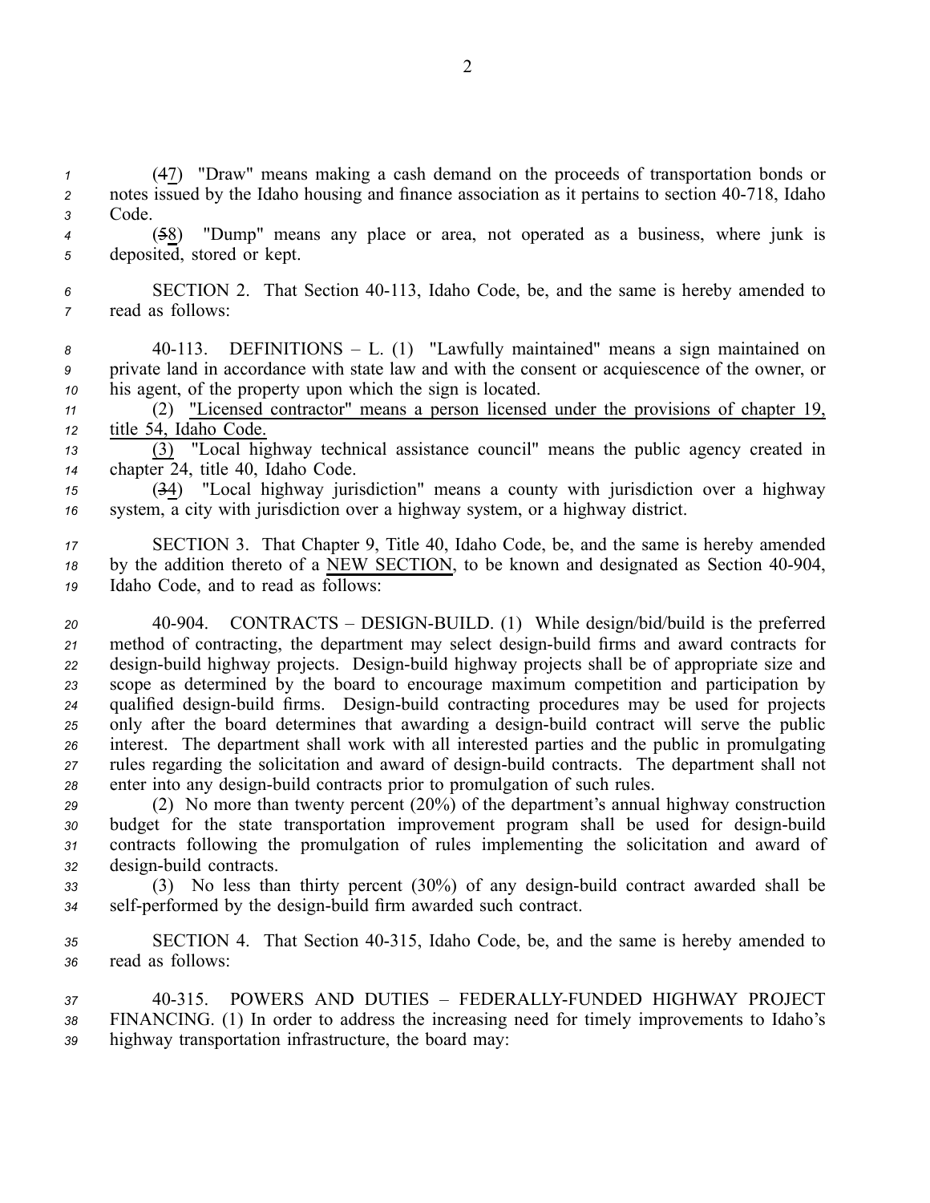(4~~7~~) "Draw" means making a cash demand on the proceeds of transportation bonds or notes issued by the Idaho housing and finance association as it pertains to section 40-718, Idaho Code.

(~~5~~8) "Dump" means any place or area, not operated as a business, where junk is deposited, stored or kept.

SECTION 2. That Section 40-113, Idaho Code, be, and the same is hereby amended to read as follows:

40-113. DEFINITIONS – L. (1) "Lawfully maintained" means a sign maintained on private land in accordance with state law and with the consent or acquiescence of the owner, or his agent, of the property upon which the sign is located.

(2) "Licensed contractor" means a person licensed under the provisions of chapter 19, title 54, Idaho Code.

(3) "Local highway technical assistance council" means the public agency created in chapter 24, title 40, Idaho Code.

(~~3~~4) "Local highway jurisdiction" means a county with jurisdiction over a highway system, a city with jurisdiction over a highway system, or a highway district.

SECTION 3. That Chapter 9, Title 40, Idaho Code, be, and the same is hereby amended by the addition thereto of a NEW SECTION, to be known and designated as Section 40-904, Idaho Code, and to read as follows:

40-904. CONTRACTS – DESIGN-BUILD. (1) While design/bid/build is the preferred method of contracting, the department may select design-build firms and award contracts for design-build highway projects. Design-build highway projects shall be of appropriate size and scope as determined by the board to encourage maximum competition and participation by qualified design-build firms. Design-build contracting procedures may be used for projects only after the board determines that awarding a design-build contract will serve the public interest. The department shall work with all interested parties and the public in promulgating rules regarding the solicitation and award of design-build contracts. The department shall not enter into any design-build contracts prior to promulgation of such rules.

(2) No more than twenty percent (20%) of the department's annual highway construction budget for the state transportation improvement program shall be used for design-build contracts following the promulgation of rules implementing the solicitation and award of design-build contracts.

(3) No less than thirty percent (30%) of any design-build contract awarded shall be self-performed by the design-build firm awarded such contract.

SECTION 4. That Section 40-315, Idaho Code, be, and the same is hereby amended to read as follows:

40-315. POWERS AND DUTIES – FEDERALLY-FUNDED HIGHWAY PROJECT FINANCING. (1) In order to address the increasing need for timely improvements to Idaho's highway transportation infrastructure, the board may: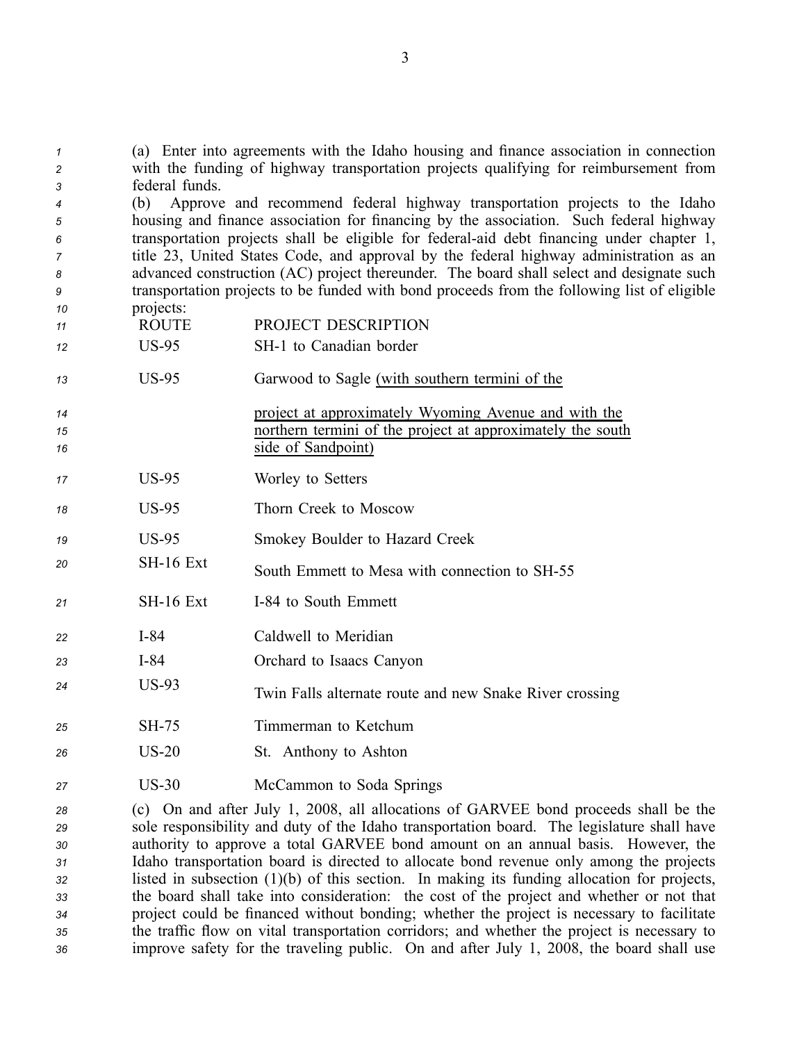(a) Enter into agreements with the Idaho housing and finance association in connection with the funding of highway transportation projects qualifying for reimbursement from federal funds.

(b) Approve and recommend federal highway transportation projects to the Idaho housing and finance association for financing by the association. Such federal highway transportation projects shall be eligible for federal-aid debt financing under chapter 1, title 23, United States Code, and approval by the federal highway administration as an advanced construction (AC) project thereunder. The board shall select and designate such transportation projects to be funded with bond proceeds from the following list of eligible projects:

| ROUTE | PROJECT DESCRIPTION |
|---|---|
| US-95 | SH-1 to Canadian border |
| US-95 | Garwood to Sagle <u>(with southern termini of the project at approximately Wyoming Avenue and with the northern termini of the project at approximately the south side of Sandpoint)</u> |
| US-95 | Worley to Setters |
| US-95 | Thorn Creek to Moscow |
| US-95 | Smokey Boulder to Hazard Creek |
| SH-16 Ext | South Emmett to Mesa with connection to SH-55 |
| SH-16 Ext | I-84 to South Emmett |
| I-84 | Caldwell to Meridian |
| I-84 | Orchard to Isaacs Canyon |
| US-93 | Twin Falls alternate route and new Snake River crossing |
| SH-75 | Timmerman to Ketchum |
| US-20 | St. Anthony to Ashton |
| US-30 | McCammon to Soda Springs |

(c) On and after July 1, 2008, all allocations of GARVEE bond proceeds shall be the sole responsibility and duty of the Idaho transportation board. The legislature shall have authority to approve a total GARVEE bond amount on an annual basis. However, the Idaho transportation board is directed to allocate bond revenue only among the projects listed in subsection (1)(b) of this section. In making its funding allocation for projects, the board shall take into consideration: the cost of the project and whether or not that project could be financed without bonding; whether the project is necessary to facilitate the traffic flow on vital transportation corridors; and whether the project is necessary to improve safety for the traveling public. On and after July 1, 2008, the board shall use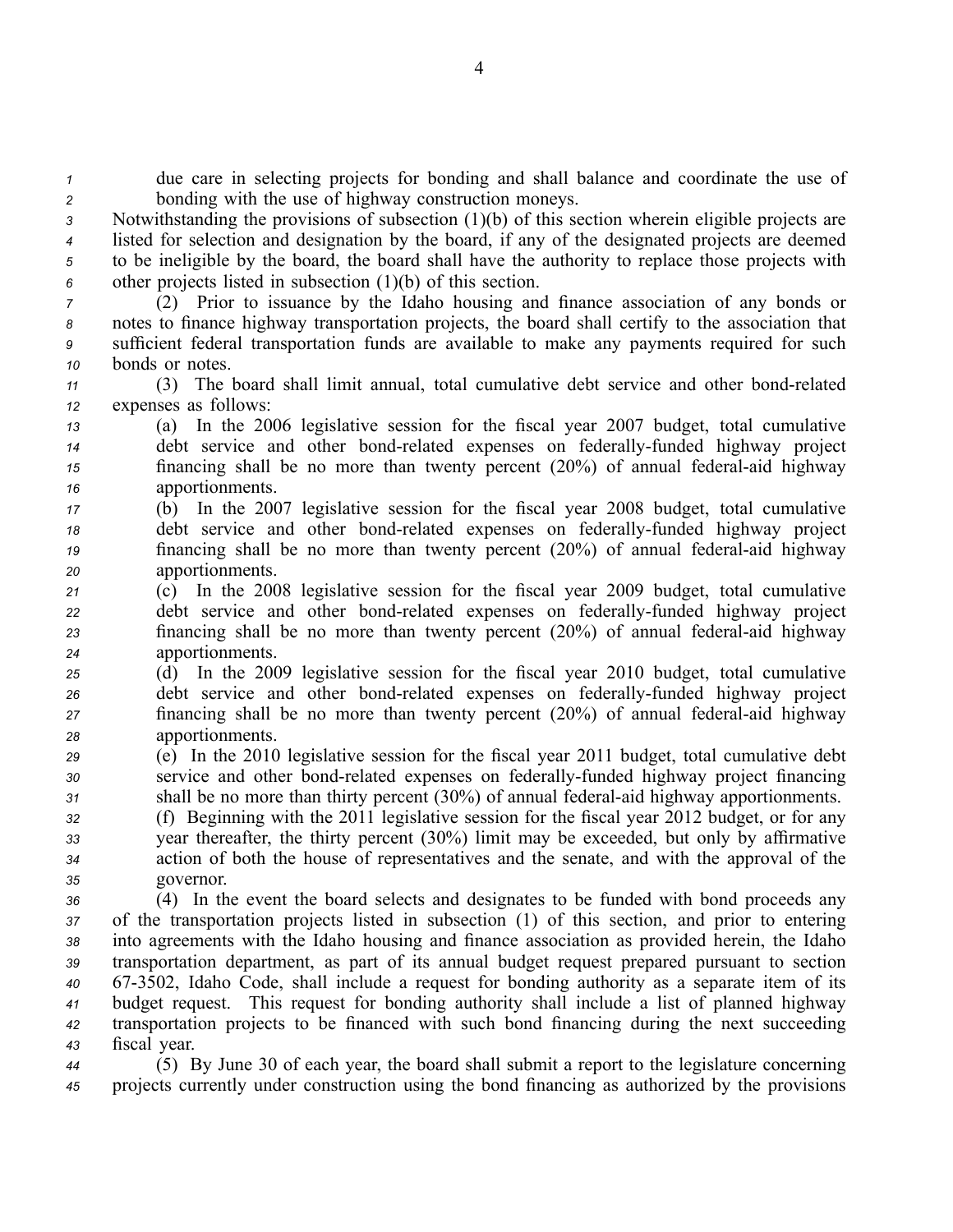due care in selecting projects for bonding and shall balance and coordinate the use of bonding with the use of highway construction moneys.

Notwithstanding the provisions of subsection (1)(b) of this section wherein eligible projects are listed for selection and designation by the board, if any of the designated projects are deemed to be ineligible by the board, the board shall have the authority to replace those projects with other projects listed in subsection (1)(b) of this section.

(2) Prior to issuance by the Idaho housing and finance association of any bonds or notes to finance highway transportation projects, the board shall certify to the association that sufficient federal transportation funds are available to make any payments required for such bonds or notes.

(3) The board shall limit annual, total cumulative debt service and other bond-related expenses as follows:

(a) In the 2006 legislative session for the fiscal year 2007 budget, total cumulative debt service and other bond-related expenses on federally-funded highway project financing shall be no more than twenty percent (20%) of annual federal-aid highway apportionments.

(b) In the 2007 legislative session for the fiscal year 2008 budget, total cumulative debt service and other bond-related expenses on federally-funded highway project financing shall be no more than twenty percent (20%) of annual federal-aid highway apportionments.

(c) In the 2008 legislative session for the fiscal year 2009 budget, total cumulative debt service and other bond-related expenses on federally-funded highway project financing shall be no more than twenty percent (20%) of annual federal-aid highway apportionments.

(d) In the 2009 legislative session for the fiscal year 2010 budget, total cumulative debt service and other bond-related expenses on federally-funded highway project financing shall be no more than twenty percent (20%) of annual federal-aid highway apportionments.

(e) In the 2010 legislative session for the fiscal year 2011 budget, total cumulative debt service and other bond-related expenses on federally-funded highway project financing shall be no more than thirty percent (30%) of annual federal-aid highway apportionments.

(f) Beginning with the 2011 legislative session for the fiscal year 2012 budget, or for any year thereafter, the thirty percent (30%) limit may be exceeded, but only by affirmative action of both the house of representatives and the senate, and with the approval of the governor.

(4) In the event the board selects and designates to be funded with bond proceeds any of the transportation projects listed in subsection (1) of this section, and prior to entering into agreements with the Idaho housing and finance association as provided herein, the Idaho transportation department, as part of its annual budget request prepared pursuant to section 67-3502, Idaho Code, shall include a request for bonding authority as a separate item of its budget request. This request for bonding authority shall include a list of planned highway transportation projects to be financed with such bond financing during the next succeeding fiscal year.

(5) By June 30 of each year, the board shall submit a report to the legislature concerning projects currently under construction using the bond financing as authorized by the provisions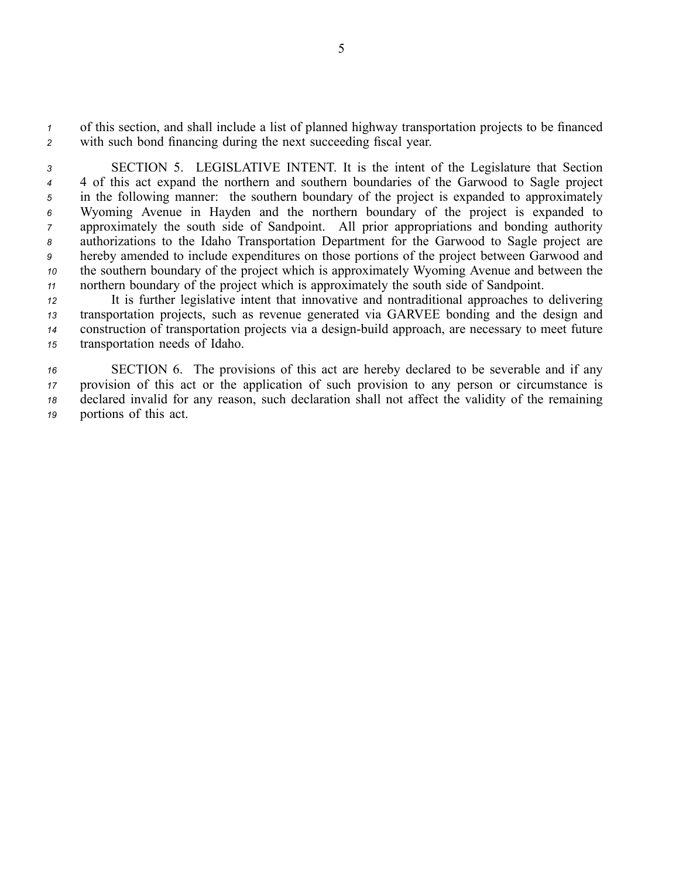of this section, and shall include a list of planned highway transportation projects to be financed with such bond financing during the next succeeding fiscal year.

SECTION 5. LEGISLATIVE INTENT. It is the intent of the Legislature that Section 4 of this act expand the northern and southern boundaries of the Garwood to Sagle project in the following manner: the southern boundary of the project is expanded to approximately Wyoming Avenue in Hayden and the northern boundary of the project is expanded to approximately the south side of Sandpoint. All prior appropriations and bonding authority authorizations to the Idaho Transportation Department for the Garwood to Sagle project are hereby amended to include expenditures on those portions of the project between Garwood and the southern boundary of the project which is approximately Wyoming Avenue and between the northern boundary of the project which is approximately the south side of Sandpoint.

It is further legislative intent that innovative and nontraditional approaches to delivering transportation projects, such as revenue generated via GARVEE bonding and the design and construction of transportation projects via a design-build approach, are necessary to meet future transportation needs of Idaho.

SECTION 6. The provisions of this act are hereby declared to be severable and if any provision of this act or the application of such provision to any person or circumstance is declared invalid for any reason, such declaration shall not affect the validity of the remaining portions of this act.